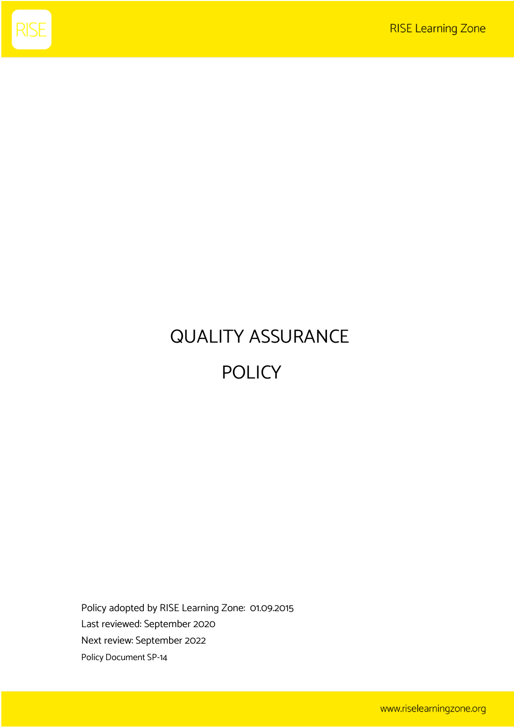# QUALITY ASSURANCE POLICY

Policy adopted by RISE Learning Zone: 01.09.2015

Last reviewed: September 2020

Next review: September 2022

Policy Document SP-14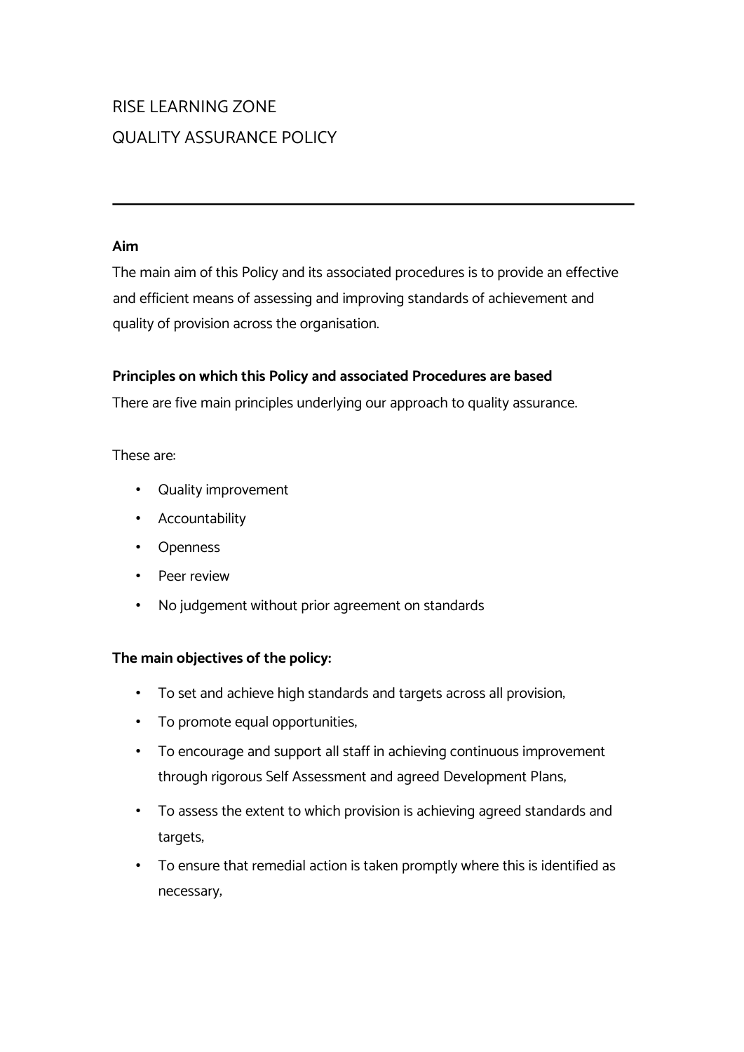# RISE LEARNING ZONE

# QUALITY ASSURANCE POLICY

---

**Aim**

The main aim of this Policy and its associated procedures is to provide an effective and efficient means of assessing and improving standards of achievement and quality of provision across the organisation.

**Principles on which this Policy and associated Procedures are based**

There are five main principles underlying our approach to quality assurance.

These are:

- Quality improvement
- Accountability
- Openness
- Peer review
- No judgement without prior agreement on standards

**The main objectives of the policy:**

- To set and achieve high standards and targets across all provision,
- To promote equal opportunities,
- To encourage and support all staff in achieving continuous improvement through rigorous Self Assessment and agreed Development Plans,
- To assess the extent to which provision is achieving agreed standards and targets,
- To ensure that remedial action is taken promptly where this is identified as necessary,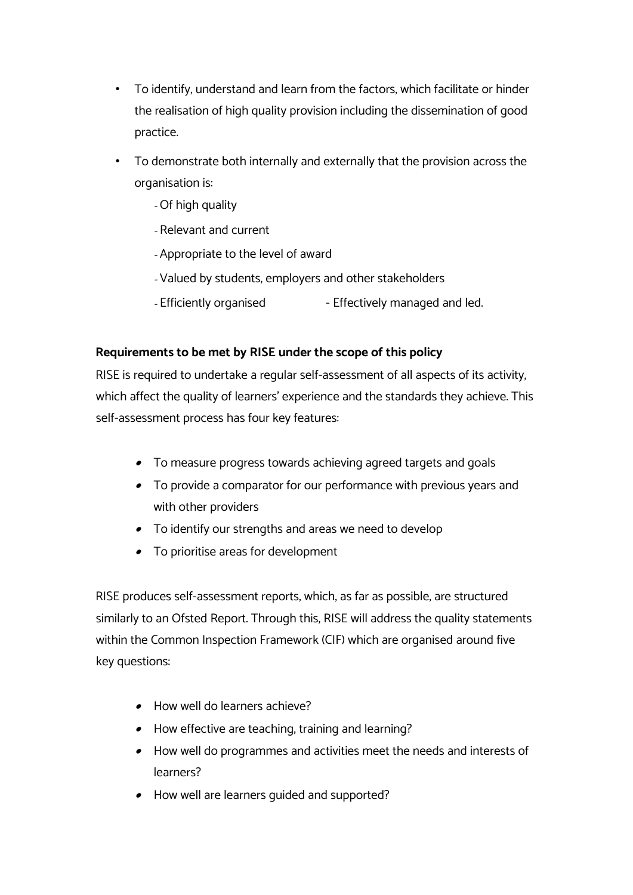- To identify, understand and learn from the factors, which facilitate or hinder the realisation of high quality provision including the dissemination of good practice.
- To demonstrate both internally and externally that the provision across the organisation is:
  - Of high quality
  - Relevant and current
  - Appropriate to the level of award
  - Valued by students, employers and other stakeholders
  - Efficiently organised
  - Effectively managed and led.

**Requirements to be met by RISE under the scope of this policy**

RISE is required to undertake a regular self-assessment of all aspects of its activity, which affect the quality of learners' experience and the standards they achieve. This self-assessment process has four key features:

- To measure progress towards achieving agreed targets and goals
- To provide a comparator for our performance with previous years and with other providers
- To identify our strengths and areas we need to develop
- To prioritise areas for development

RISE produces self-assessment reports, which, as far as possible, are structured similarly to an Ofsted Report. Through this, RISE will address the quality statements within the Common Inspection Framework (CIF) which are organised around five key questions:

- How well do learners achieve?
- How effective are teaching, training and learning?
- How well do programmes and activities meet the needs and interests of learners?
- How well are learners guided and supported?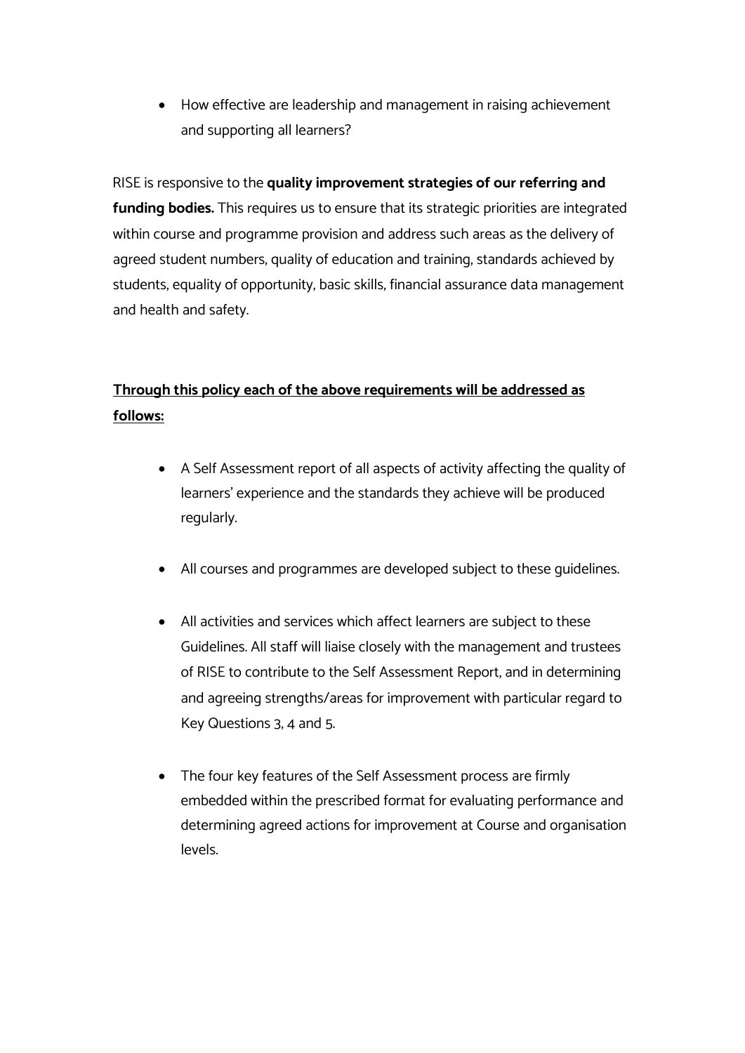- How effective are leadership and management in raising achievement and supporting all learners?

RISE is responsive to the **quality improvement strategies of our referring and funding bodies.** This requires us to ensure that its strategic priorities are integrated within course and programme provision and address such areas as the delivery of agreed student numbers, quality of education and training, standards achieved by students, equality of opportunity, basic skills, financial assurance data management and health and safety.

**Through this policy each of the above requirements will be addressed as follows:**

- A Self Assessment report of all aspects of activity affecting the quality of learners' experience and the standards they achieve will be produced regularly.
- All courses and programmes are developed subject to these guidelines.
- All activities and services which affect learners are subject to these Guidelines. All staff will liaise closely with the management and trustees of RISE to contribute to the Self Assessment Report, and in determining and agreeing strengths/areas for improvement with particular regard to Key Questions 3, 4 and 5.
- The four key features of the Self Assessment process are firmly embedded within the prescribed format for evaluating performance and determining agreed actions for improvement at Course and organisation levels.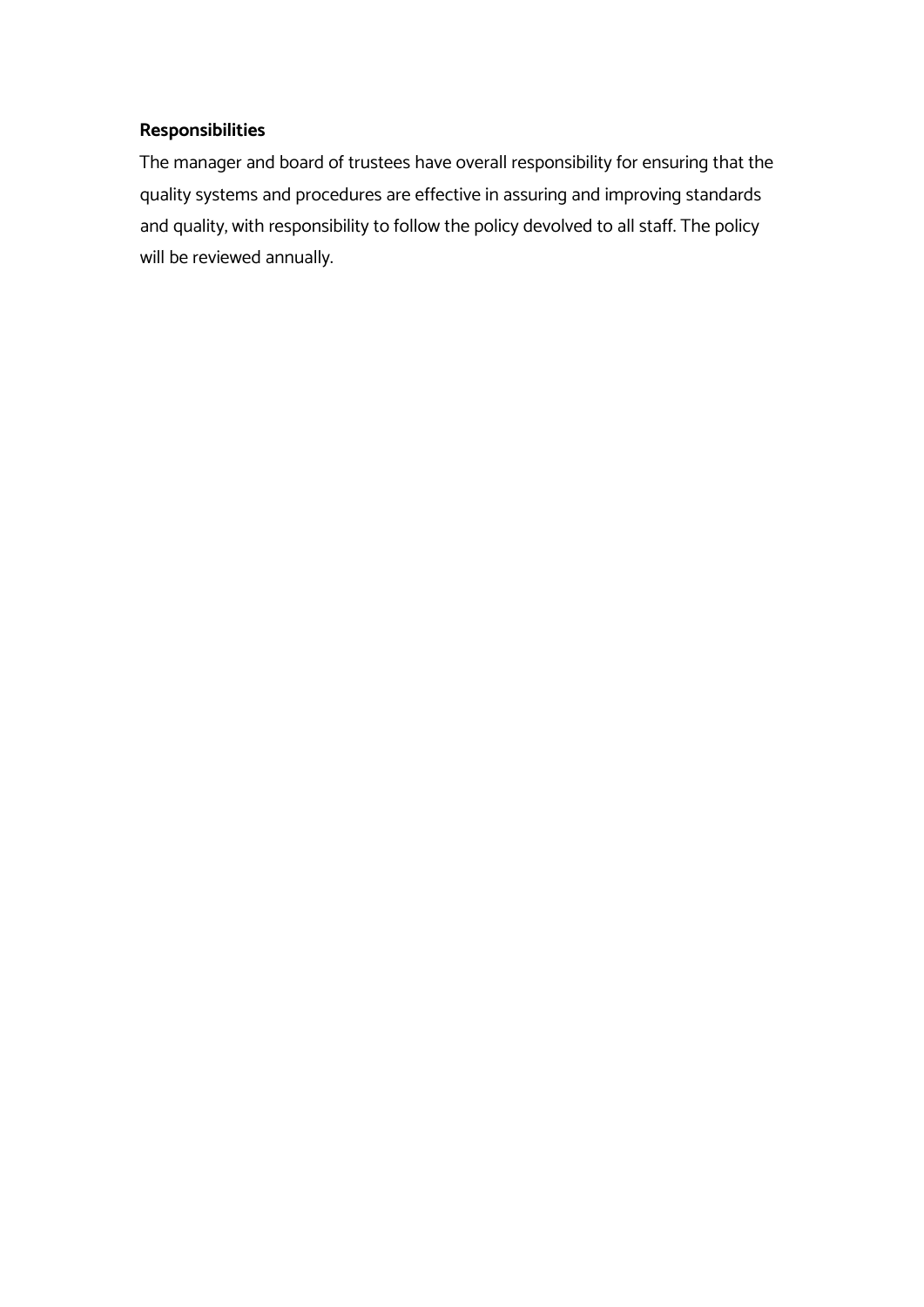**Responsibilities**

The manager and board of trustees have overall responsibility for ensuring that the quality systems and procedures are effective in assuring and improving standards and quality, with responsibility to follow the policy devolved to all staff. The policy will be reviewed annually.